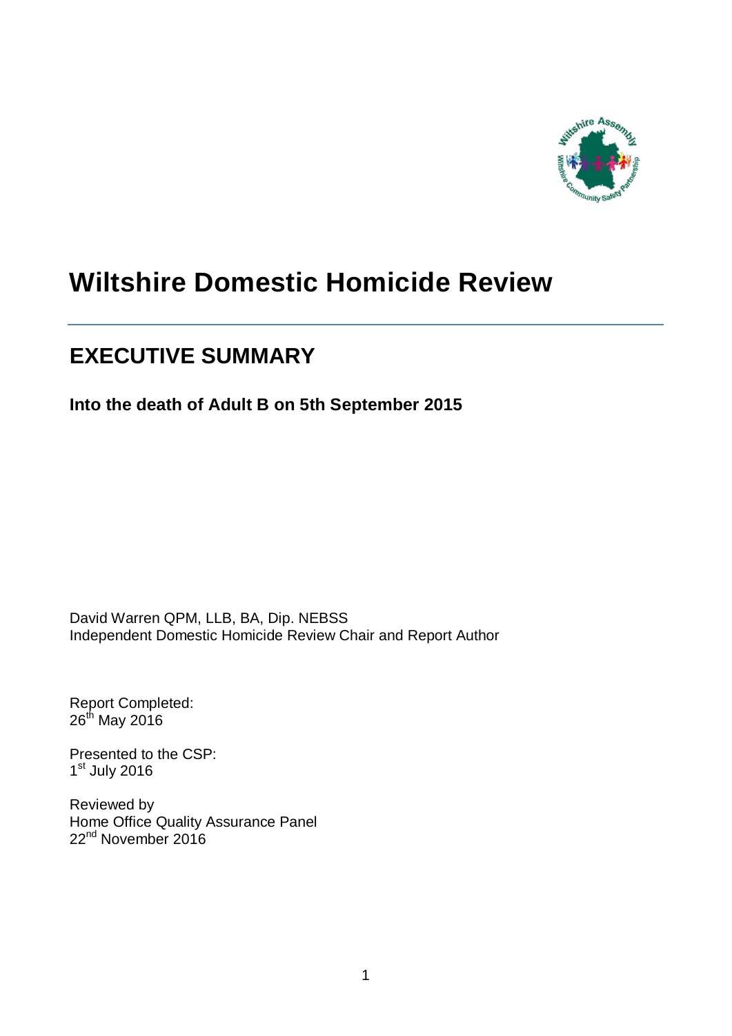# Wiltshire Domestic Homicide Review

## EXECUTIVE SUMMARY

**Into the death of Adult B on 5th September 2015**

David Warren QPM, LLB, BA, Dip. NEBSS
Independent Domestic Homicide Review Chair and Report Author

Report Completed:
26th May 2016

Presented to the CSP:
1st July 2016

Reviewed by
Home Office Quality Assurance Panel
22nd November 2016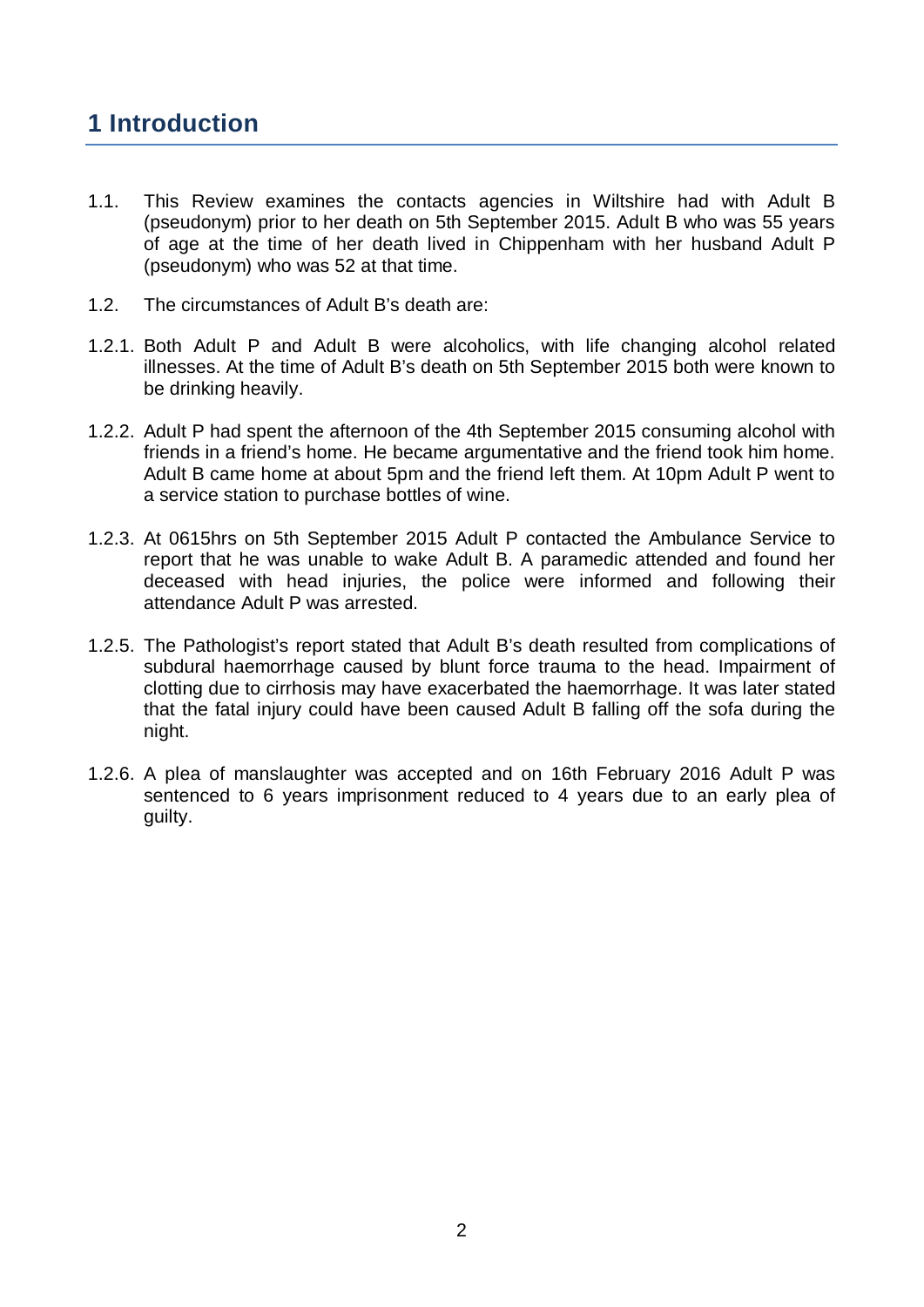# 1 Introduction

1.1. This Review examines the contacts agencies in Wiltshire had with Adult B (pseudonym) prior to her death on 5th September 2015. Adult B who was 55 years of age at the time of her death lived in Chippenham with her husband Adult P (pseudonym) who was 52 at that time.

1.2. The circumstances of Adult B's death are:

1.2.1. Both Adult P and Adult B were alcoholics, with life changing alcohol related illnesses. At the time of Adult B's death on 5th September 2015 both were known to be drinking heavily.

1.2.2. Adult P had spent the afternoon of the 4th September 2015 consuming alcohol with friends in a friend's home. He became argumentative and the friend took him home. Adult B came home at about 5pm and the friend left them. At 10pm Adult P went to a service station to purchase bottles of wine.

1.2.3. At 0615hrs on 5th September 2015 Adult P contacted the Ambulance Service to report that he was unable to wake Adult B. A paramedic attended and found her deceased with head injuries, the police were informed and following their attendance Adult P was arrested.

1.2.5. The Pathologist's report stated that Adult B's death resulted from complications of subdural haemorrhage caused by blunt force trauma to the head. Impairment of clotting due to cirrhosis may have exacerbated the haemorrhage. It was later stated that the fatal injury could have been caused Adult B falling off the sofa during the night.

1.2.6. A plea of manslaughter was accepted and on 16th February 2016 Adult P was sentenced to 6 years imprisonment reduced to 4 years due to an early plea of guilty.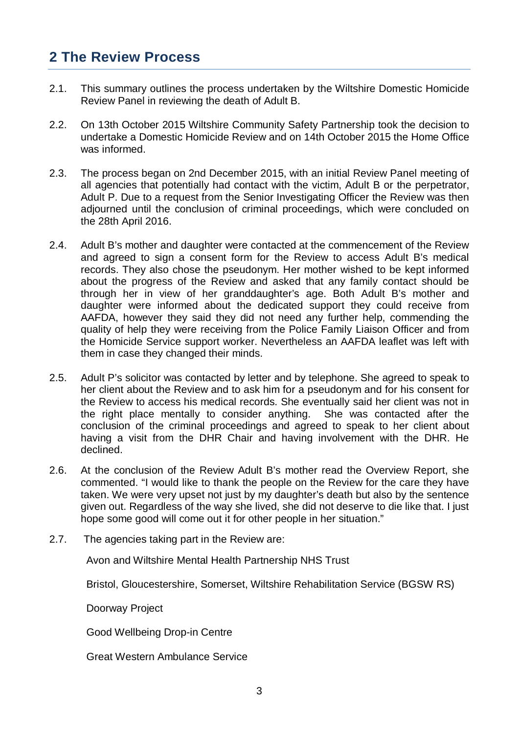## 2 The Review Process

2.1. This summary outlines the process undertaken by the Wiltshire Domestic Homicide Review Panel in reviewing the death of Adult B.

2.2. On 13th October 2015 Wiltshire Community Safety Partnership took the decision to undertake a Domestic Homicide Review and on 14th October 2015 the Home Office was informed.

2.3. The process began on 2nd December 2015, with an initial Review Panel meeting of all agencies that potentially had contact with the victim, Adult B or the perpetrator, Adult P. Due to a request from the Senior Investigating Officer the Review was then adjourned until the conclusion of criminal proceedings, which were concluded on the 28th April 2016.

2.4. Adult B's mother and daughter were contacted at the commencement of the Review and agreed to sign a consent form for the Review to access Adult B's medical records. They also chose the pseudonym. Her mother wished to be kept informed about the progress of the Review and asked that any family contact should be through her in view of her granddaughter's age. Both Adult B's mother and daughter were informed about the dedicated support they could receive from AAFDA, however they said they did not need any further help, commending the quality of help they were receiving from the Police Family Liaison Officer and from the Homicide Service support worker. Nevertheless an AAFDA leaflet was left with them in case they changed their minds.

2.5. Adult P's solicitor was contacted by letter and by telephone. She agreed to speak to her client about the Review and to ask him for a pseudonym and for his consent for the Review to access his medical records. She eventually said her client was not in the right place mentally to consider anything. She was contacted after the conclusion of the criminal proceedings and agreed to speak to her client about having a visit from the DHR Chair and having involvement with the DHR. He declined.

2.6. At the conclusion of the Review Adult B's mother read the Overview Report, she commented. "I would like to thank the people on the Review for the care they have taken. We were very upset not just by my daughter's death but also by the sentence given out. Regardless of the way she lived, she did not deserve to die like that. I just hope some good will come out it for other people in her situation."

2.7. The agencies taking part in the Review are:

Avon and Wiltshire Mental Health Partnership NHS Trust

Bristol, Gloucestershire, Somerset, Wiltshire Rehabilitation Service (BGSW RS)

Doorway Project

Good Wellbeing Drop-in Centre

Great Western Ambulance Service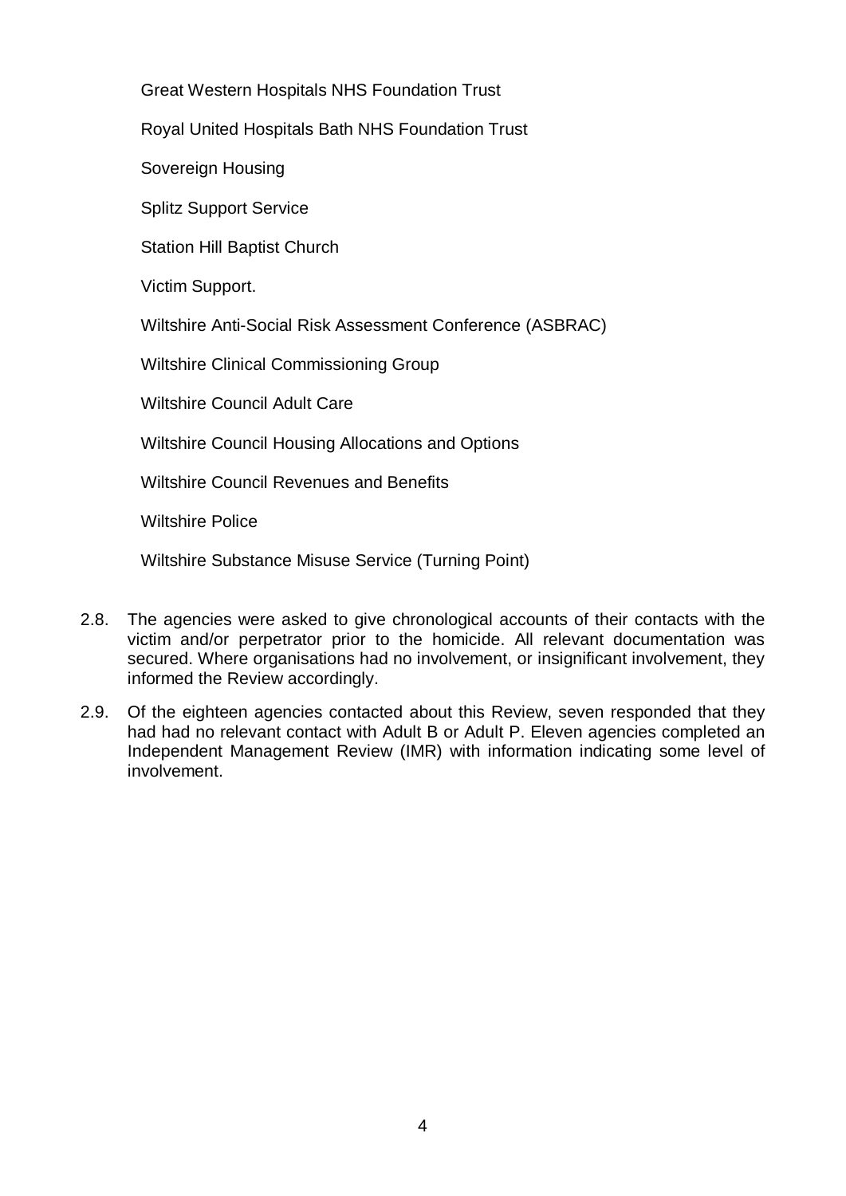Great Western Hospitals NHS Foundation Trust

Royal United Hospitals Bath NHS Foundation Trust

Sovereign Housing

Splitz Support Service

Station Hill Baptist Church

Victim Support.

Wiltshire Anti-Social Risk Assessment Conference (ASBRAC)

Wiltshire Clinical Commissioning Group

Wiltshire Council Adult Care

Wiltshire Council Housing Allocations and Options

Wiltshire Council Revenues and Benefits

Wiltshire Police

Wiltshire Substance Misuse Service (Turning Point)

2.8. The agencies were asked to give chronological accounts of their contacts with the victim and/or perpetrator prior to the homicide. All relevant documentation was secured. Where organisations had no involvement, or insignificant involvement, they informed the Review accordingly.

2.9. Of the eighteen agencies contacted about this Review, seven responded that they had had no relevant contact with Adult B or Adult P. Eleven agencies completed an Independent Management Review (IMR) with information indicating some level of involvement.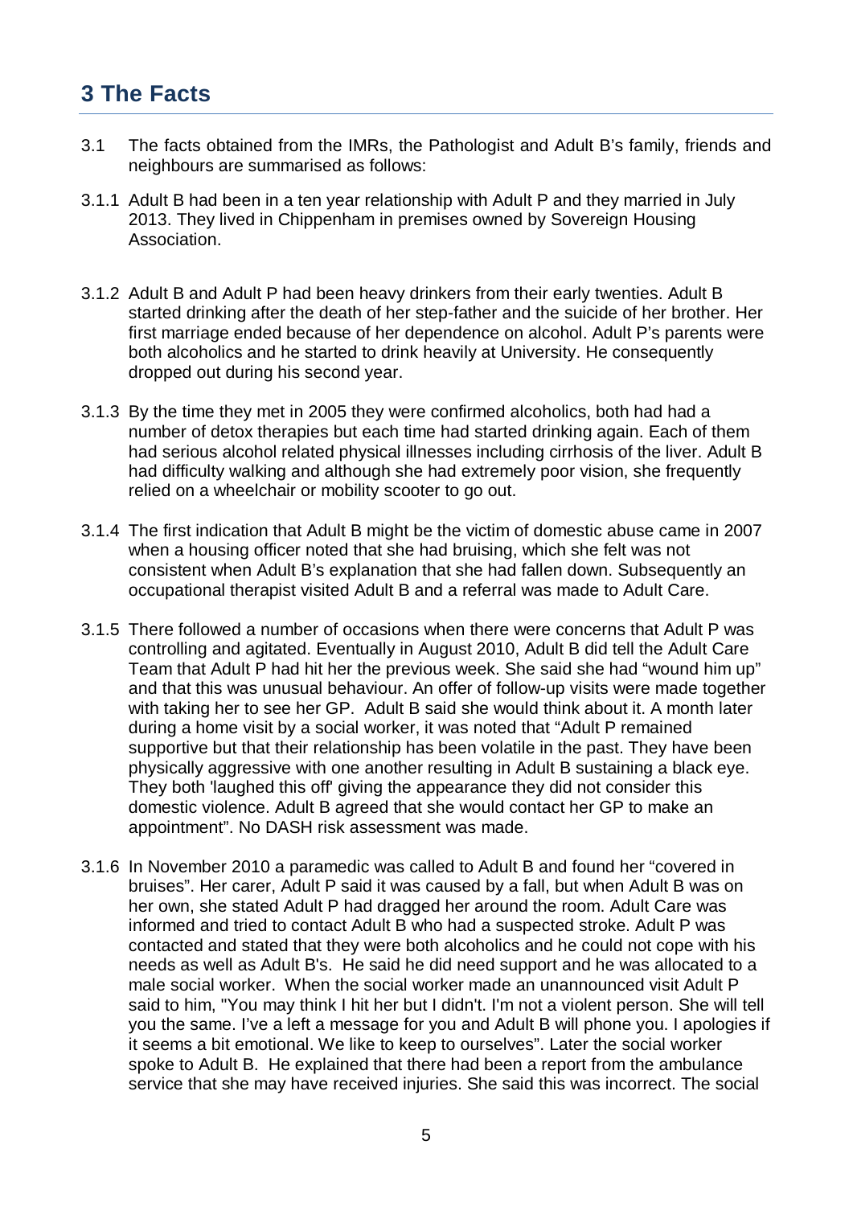## 3 The Facts

3.1 The facts obtained from the IMRs, the Pathologist and Adult B's family, friends and neighbours are summarised as follows:

3.1.1 Adult B had been in a ten year relationship with Adult P and they married in July 2013. They lived in Chippenham in premises owned by Sovereign Housing Association.

3.1.2 Adult B and Adult P had been heavy drinkers from their early twenties. Adult B started drinking after the death of her step-father and the suicide of her brother. Her first marriage ended because of her dependence on alcohol. Adult P's parents were both alcoholics and he started to drink heavily at University. He consequently dropped out during his second year.

3.1.3 By the time they met in 2005 they were confirmed alcoholics, both had had a number of detox therapies but each time had started drinking again. Each of them had serious alcohol related physical illnesses including cirrhosis of the liver. Adult B had difficulty walking and although she had extremely poor vision, she frequently relied on a wheelchair or mobility scooter to go out.

3.1.4 The first indication that Adult B might be the victim of domestic abuse came in 2007 when a housing officer noted that she had bruising, which she felt was not consistent when Adult B's explanation that she had fallen down. Subsequently an occupational therapist visited Adult B and a referral was made to Adult Care.

3.1.5 There followed a number of occasions when there were concerns that Adult P was controlling and agitated. Eventually in August 2010, Adult B did tell the Adult Care Team that Adult P had hit her the previous week. She said she had "wound him up" and that this was unusual behaviour. An offer of follow-up visits were made together with taking her to see her GP. Adult B said she would think about it. A month later during a home visit by a social worker, it was noted that "Adult P remained supportive but that their relationship has been volatile in the past. They have been physically aggressive with one another resulting in Adult B sustaining a black eye. They both 'laughed this off' giving the appearance they did not consider this domestic violence. Adult B agreed that she would contact her GP to make an appointment". No DASH risk assessment was made.

3.1.6 In November 2010 a paramedic was called to Adult B and found her "covered in bruises". Her carer, Adult P said it was caused by a fall, but when Adult B was on her own, she stated Adult P had dragged her around the room. Adult Care was informed and tried to contact Adult B who had a suspected stroke. Adult P was contacted and stated that they were both alcoholics and he could not cope with his needs as well as Adult B's. He said he did need support and he was allocated to a male social worker. When the social worker made an unannounced visit Adult P said to him, "You may think I hit her but I didn't. I'm not a violent person. She will tell you the same. I've a left a message for you and Adult B will phone you. I apologies if it seems a bit emotional. We like to keep to ourselves". Later the social worker spoke to Adult B. He explained that there had been a report from the ambulance service that she may have received injuries. She said this was incorrect. The social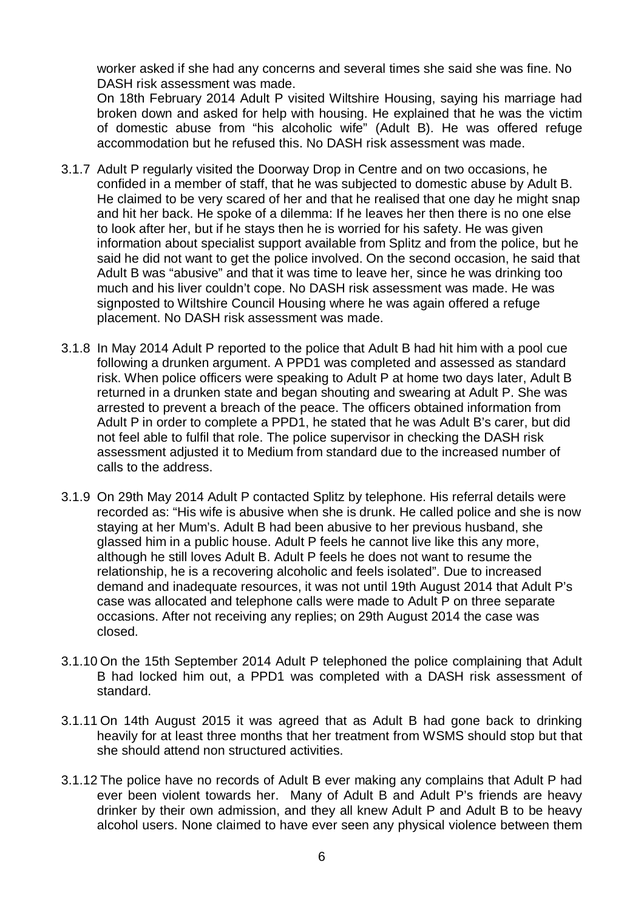worker asked if she had any concerns and several times she said she was fine. No DASH risk assessment was made.

On 18th February 2014 Adult P visited Wiltshire Housing, saying his marriage had broken down and asked for help with housing. He explained that he was the victim of domestic abuse from "his alcoholic wife" (Adult B). He was offered refuge accommodation but he refused this. No DASH risk assessment was made.

3.1.7 Adult P regularly visited the Doorway Drop in Centre and on two occasions, he confided in a member of staff, that he was subjected to domestic abuse by Adult B. He claimed to be very scared of her and that he realised that one day he might snap and hit her back. He spoke of a dilemma: If he leaves her then there is no one else to look after her, but if he stays then he is worried for his safety. He was given information about specialist support available from Splitz and from the police, but he said he did not want to get the police involved. On the second occasion, he said that Adult B was "abusive" and that it was time to leave her, since he was drinking too much and his liver couldn't cope. No DASH risk assessment was made. He was signposted to Wiltshire Council Housing where he was again offered a refuge placement. No DASH risk assessment was made.

3.1.8 In May 2014 Adult P reported to the police that Adult B had hit him with a pool cue following a drunken argument. A PPD1 was completed and assessed as standard risk. When police officers were speaking to Adult P at home two days later, Adult B returned in a drunken state and began shouting and swearing at Adult P. She was arrested to prevent a breach of the peace. The officers obtained information from Adult P in order to complete a PPD1, he stated that he was Adult B's carer, but did not feel able to fulfil that role. The police supervisor in checking the DASH risk assessment adjusted it to Medium from standard due to the increased number of calls to the address.

3.1.9 On 29th May 2014 Adult P contacted Splitz by telephone. His referral details were recorded as: "His wife is abusive when she is drunk. He called police and she is now staying at her Mum's. Adult B had been abusive to her previous husband, she glassed him in a public house. Adult P feels he cannot live like this any more, although he still loves Adult B. Adult P feels he does not want to resume the relationship, he is a recovering alcoholic and feels isolated". Due to increased demand and inadequate resources, it was not until 19th August 2014 that Adult P's case was allocated and telephone calls were made to Adult P on three separate occasions. After not receiving any replies; on 29th August 2014 the case was closed.

3.1.10 On the 15th September 2014 Adult P telephoned the police complaining that Adult B had locked him out, a PPD1 was completed with a DASH risk assessment of standard.

3.1.11 On 14th August 2015 it was agreed that as Adult B had gone back to drinking heavily for at least three months that her treatment from WSMS should stop but that she should attend non structured activities.

3.1.12 The police have no records of Adult B ever making any complains that Adult P had ever been violent towards her. Many of Adult B and Adult P's friends are heavy drinker by their own admission, and they all knew Adult P and Adult B to be heavy alcohol users. None claimed to have ever seen any physical violence between them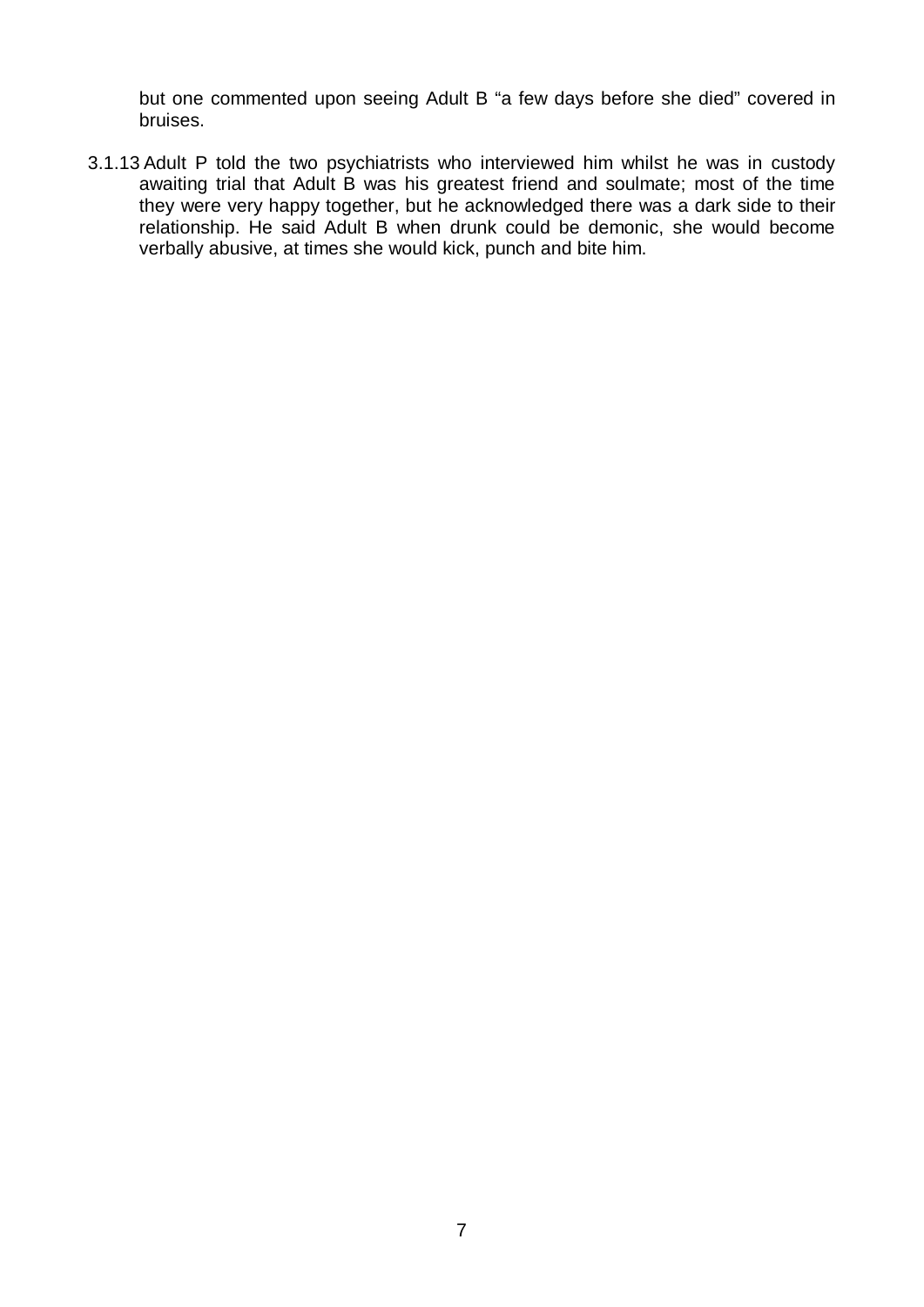but one commented upon seeing Adult B “a few days before she died” covered in bruises.

3.1.13 Adult P told the two psychiatrists who interviewed him whilst he was in custody awaiting trial that Adult B was his greatest friend and soulmate; most of the time they were very happy together, but he acknowledged there was a dark side to their relationship. He said Adult B when drunk could be demonic, she would become verbally abusive, at times she would kick, punch and bite him.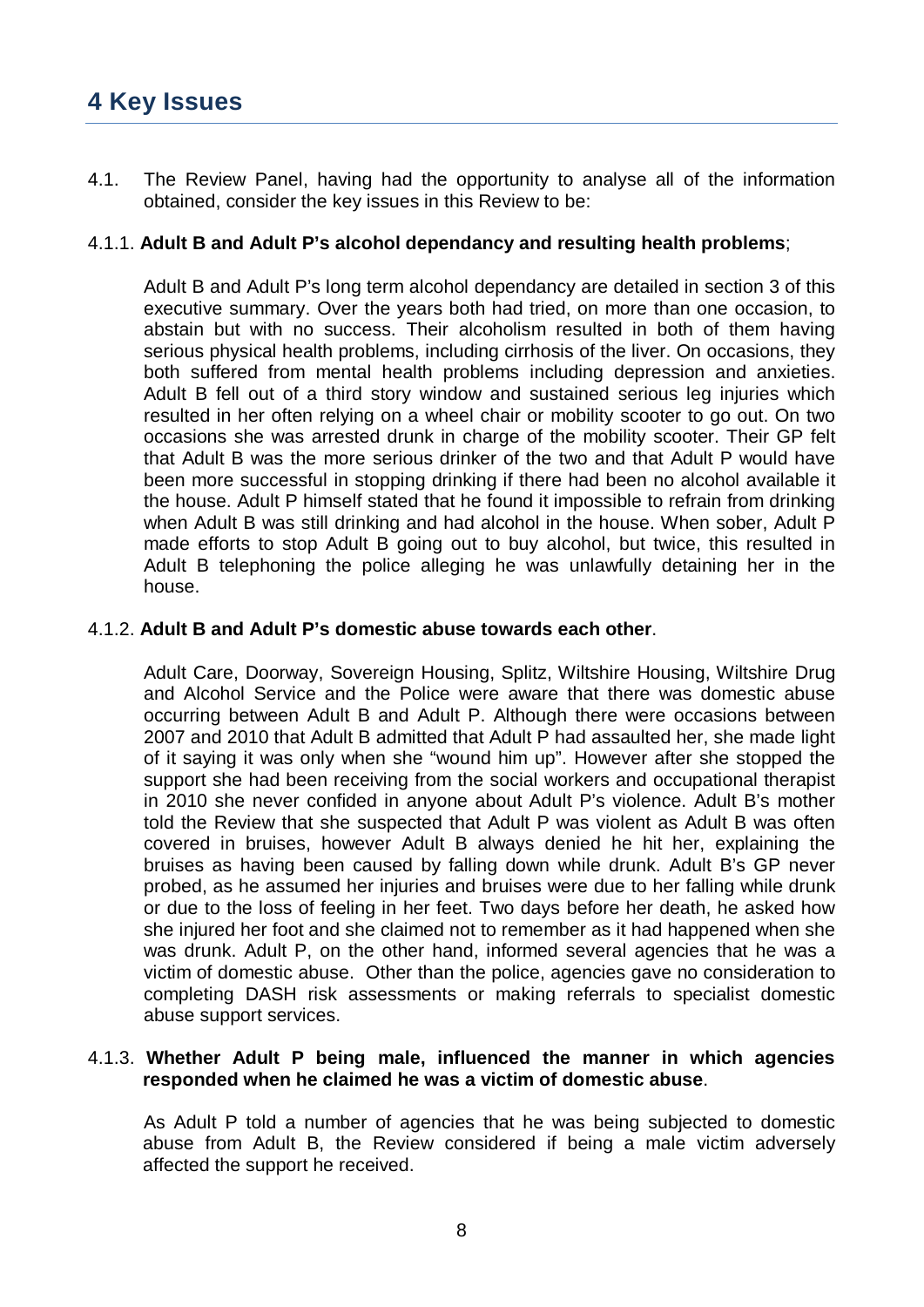# 4 Key Issues

4.1. The Review Panel, having had the opportunity to analyse all of the information obtained, consider the key issues in this Review to be:

4.1.1. **Adult B and Adult P's alcohol dependancy and resulting health problems**;

Adult B and Adult P's long term alcohol dependancy are detailed in section 3 of this executive summary. Over the years both had tried, on more than one occasion, to abstain but with no success. Their alcoholism resulted in both of them having serious physical health problems, including cirrhosis of the liver. On occasions, they both suffered from mental health problems including depression and anxieties. Adult B fell out of a third story window and sustained serious leg injuries which resulted in her often relying on a wheel chair or mobility scooter to go out. On two occasions she was arrested drunk in charge of the mobility scooter. Their GP felt that Adult B was the more serious drinker of the two and that Adult P would have been more successful in stopping drinking if there had been no alcohol available it the house. Adult P himself stated that he found it impossible to refrain from drinking when Adult B was still drinking and had alcohol in the house. When sober, Adult P made efforts to stop Adult B going out to buy alcohol, but twice, this resulted in Adult B telephoning the police alleging he was unlawfully detaining her in the house.

4.1.2. **Adult B and Adult P's domestic abuse towards each other**.

Adult Care, Doorway, Sovereign Housing, Splitz, Wiltshire Housing, Wiltshire Drug and Alcohol Service and the Police were aware that there was domestic abuse occurring between Adult B and Adult P. Although there were occasions between 2007 and 2010 that Adult B admitted that Adult P had assaulted her, she made light of it saying it was only when she "wound him up". However after she stopped the support she had been receiving from the social workers and occupational therapist in 2010 she never confided in anyone about Adult P's violence. Adult B's mother told the Review that she suspected that Adult P was violent as Adult B was often covered in bruises, however Adult B always denied he hit her, explaining the bruises as having been caused by falling down while drunk. Adult B's GP never probed, as he assumed her injuries and bruises were due to her falling while drunk or due to the loss of feeling in her feet. Two days before her death, he asked how she injured her foot and she claimed not to remember as it had happened when she was drunk. Adult P, on the other hand, informed several agencies that he was a victim of domestic abuse. Other than the police, agencies gave no consideration to completing DASH risk assessments or making referrals to specialist domestic abuse support services.

4.1.3. **Whether Adult P being male, influenced the manner in which agencies responded when he claimed he was a victim of domestic abuse**.

As Adult P told a number of agencies that he was being subjected to domestic abuse from Adult B, the Review considered if being a male victim adversely affected the support he received.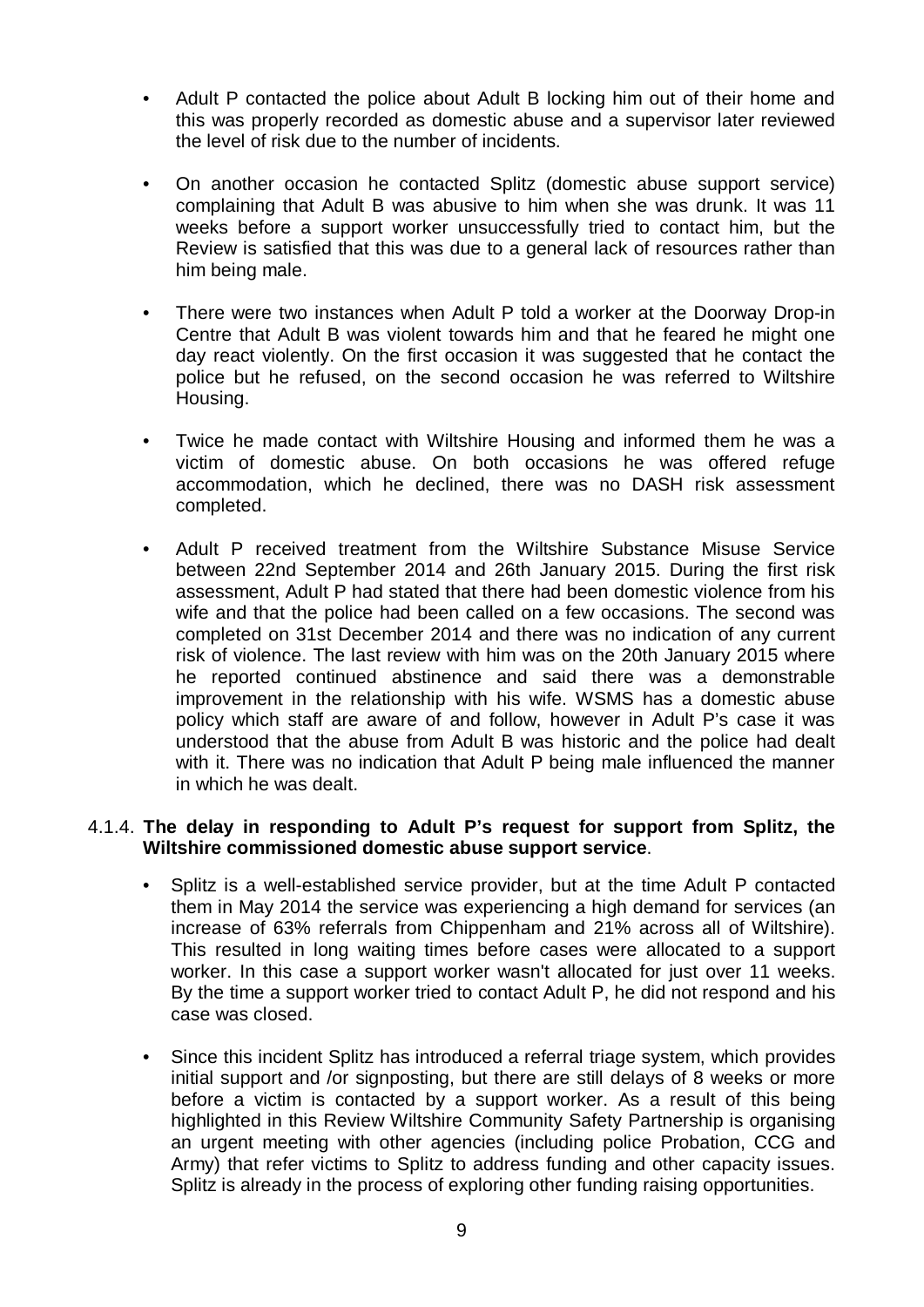- Adult P contacted the police about Adult B locking him out of their home and this was properly recorded as domestic abuse and a supervisor later reviewed the level of risk due to the number of incidents.

- On another occasion he contacted Splitz (domestic abuse support service) complaining that Adult B was abusive to him when she was drunk. It was 11 weeks before a support worker unsuccessfully tried to contact him, but the Review is satisfied that this was due to a general lack of resources rather than him being male.

- There were two instances when Adult P told a worker at the Doorway Drop-in Centre that Adult B was violent towards him and that he feared he might one day react violently. On the first occasion it was suggested that he contact the police but he refused, on the second occasion he was referred to Wiltshire Housing.

- Twice he made contact with Wiltshire Housing and informed them he was a victim of domestic abuse. On both occasions he was offered refuge accommodation, which he declined, there was no DASH risk assessment completed.

- Adult P received treatment from the Wiltshire Substance Misuse Service between 22nd September 2014 and 26th January 2015. During the first risk assessment, Adult P had stated that there had been domestic violence from his wife and that the police had been called on a few occasions. The second was completed on 31st December 2014 and there was no indication of any current risk of violence. The last review with him was on the 20th January 2015 where he reported continued abstinence and said there was a demonstrable improvement in the relationship with his wife. WSMS has a domestic abuse policy which staff are aware of and follow, however in Adult P's case it was understood that the abuse from Adult B was historic and the police had dealt with it. There was no indication that Adult P being male influenced the manner in which he was dealt.

4.1.4. **The delay in responding to Adult P's request for support from Splitz, the Wiltshire commissioned domestic abuse support service**.

- Splitz is a well-established service provider, but at the time Adult P contacted them in May 2014 the service was experiencing a high demand for services (an increase of 63% referrals from Chippenham and 21% across all of Wiltshire). This resulted in long waiting times before cases were allocated to a support worker. In this case a support worker wasn't allocated for just over 11 weeks. By the time a support worker tried to contact Adult P, he did not respond and his case was closed.

- Since this incident Splitz has introduced a referral triage system, which provides initial support and /or signposting, but there are still delays of 8 weeks or more before a victim is contacted by a support worker. As a result of this being highlighted in this Review Wiltshire Community Safety Partnership is organising an urgent meeting with other agencies (including police Probation, CCG and Army) that refer victims to Splitz to address funding and other capacity issues. Splitz is already in the process of exploring other funding raising opportunities.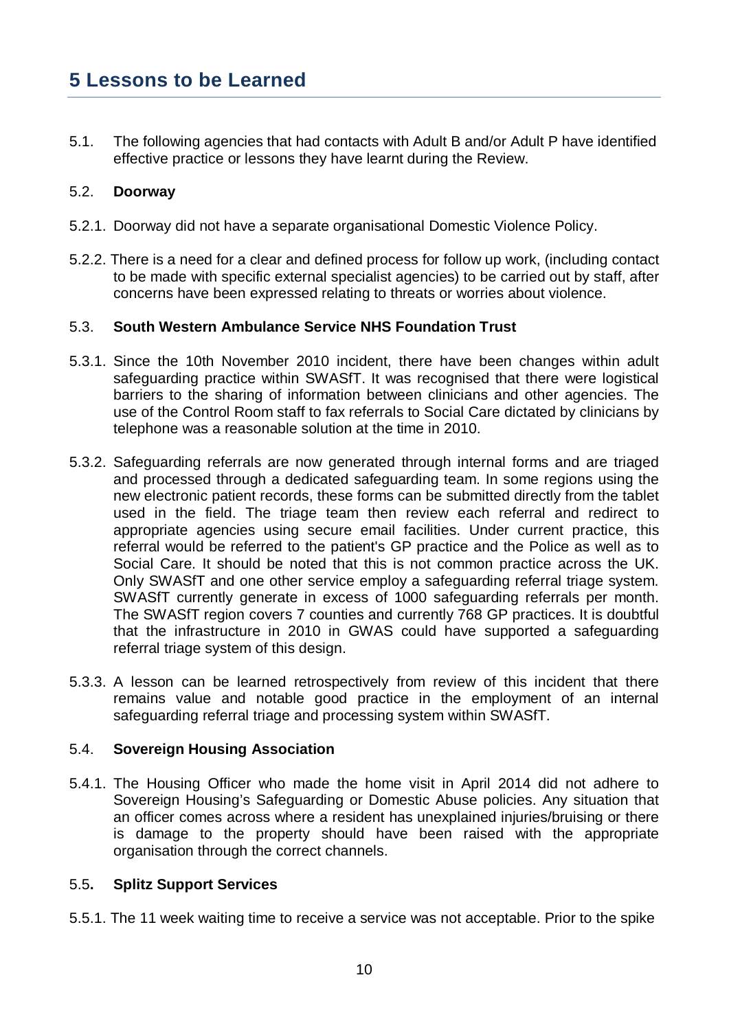## 5 Lessons to be Learned

5.1. The following agencies that had contacts with Adult B and/or Adult P have identified effective practice or lessons they have learnt during the Review.

5.2. **Doorway**

5.2.1. Doorway did not have a separate organisational Domestic Violence Policy.

5.2.2. There is a need for a clear and defined process for follow up work, (including contact to be made with specific external specialist agencies) to be carried out by staff, after concerns have been expressed relating to threats or worries about violence.

5.3. **South Western Ambulance Service NHS Foundation Trust**

5.3.1. Since the 10th November 2010 incident, there have been changes within adult safeguarding practice within SWASfT. It was recognised that there were logistical barriers to the sharing of information between clinicians and other agencies. The use of the Control Room staff to fax referrals to Social Care dictated by clinicians by telephone was a reasonable solution at the time in 2010.

5.3.2. Safeguarding referrals are now generated through internal forms and are triaged and processed through a dedicated safeguarding team. In some regions using the new electronic patient records, these forms can be submitted directly from the tablet used in the field. The triage team then review each referral and redirect to appropriate agencies using secure email facilities. Under current practice, this referral would be referred to the patient's GP practice and the Police as well as to Social Care. It should be noted that this is not common practice across the UK. Only SWASfT and one other service employ a safeguarding referral triage system. SWASfT currently generate in excess of 1000 safeguarding referrals per month. The SWASfT region covers 7 counties and currently 768 GP practices. It is doubtful that the infrastructure in 2010 in GWAS could have supported a safeguarding referral triage system of this design.

5.3.3. A lesson can be learned retrospectively from review of this incident that there remains value and notable good practice in the employment of an internal safeguarding referral triage and processing system within SWASfT.

5.4. **Sovereign Housing Association**

5.4.1. The Housing Officer who made the home visit in April 2014 did not adhere to Sovereign Housing's Safeguarding or Domestic Abuse policies. Any situation that an officer comes across where a resident has unexplained injuries/bruising or there is damage to the property should have been raised with the appropriate organisation through the correct channels.

5.5**. Splitz Support Services**

5.5.1. The 11 week waiting time to receive a service was not acceptable. Prior to the spike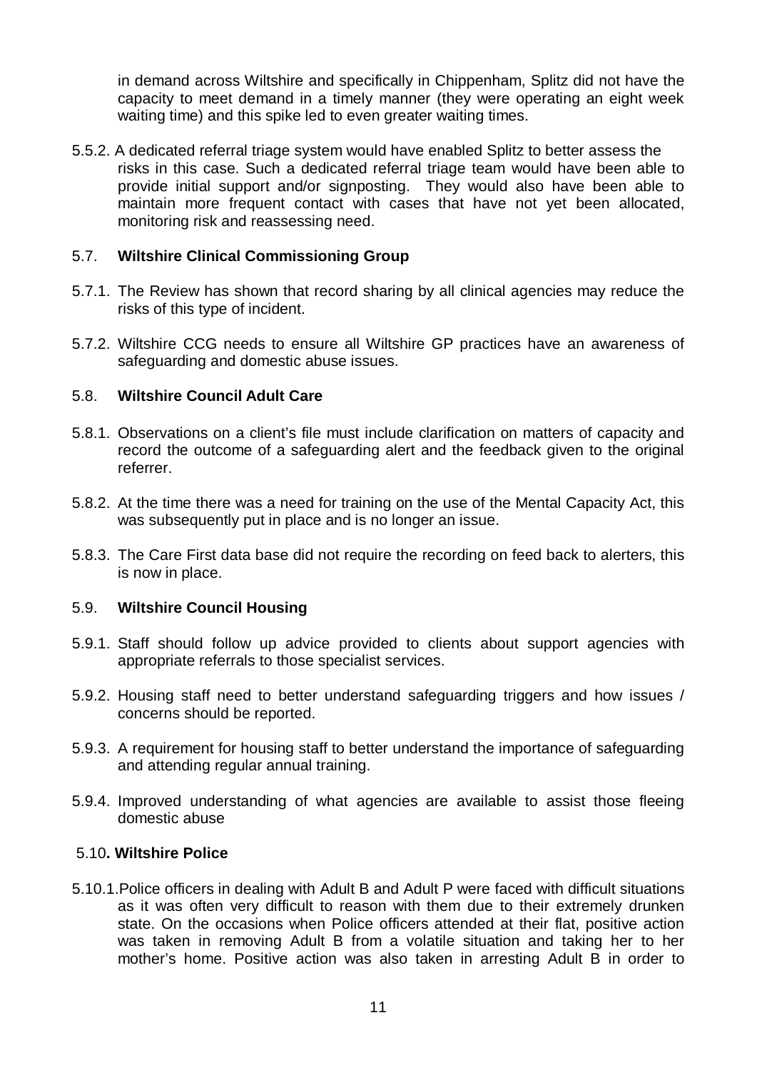in demand across Wiltshire and specifically in Chippenham, Splitz did not have the capacity to meet demand in a timely manner (they were operating an eight week waiting time) and this spike led to even greater waiting times.

5.5.2. A dedicated referral triage system would have enabled Splitz to better assess the risks in this case. Such a dedicated referral triage team would have been able to provide initial support and/or signposting. They would also have been able to maintain more frequent contact with cases that have not yet been allocated, monitoring risk and reassessing need.

### 5.7. Wiltshire Clinical Commissioning Group

5.7.1. The Review has shown that record sharing by all clinical agencies may reduce the risks of this type of incident.

5.7.2. Wiltshire CCG needs to ensure all Wiltshire GP practices have an awareness of safeguarding and domestic abuse issues.

### 5.8. Wiltshire Council Adult Care

5.8.1. Observations on a client's file must include clarification on matters of capacity and record the outcome of a safeguarding alert and the feedback given to the original referrer.

5.8.2. At the time there was a need for training on the use of the Mental Capacity Act, this was subsequently put in place and is no longer an issue.

5.8.3. The Care First data base did not require the recording on feed back to alerters, this is now in place.

### 5.9. Wiltshire Council Housing

5.9.1. Staff should follow up advice provided to clients about support agencies with appropriate referrals to those specialist services.

5.9.2. Housing staff need to better understand safeguarding triggers and how issues / concerns should be reported.

5.9.3. A requirement for housing staff to better understand the importance of safeguarding and attending regular annual training.

5.9.4. Improved understanding of what agencies are available to assist those fleeing domestic abuse

### 5.10. Wiltshire Police

5.10.1. Police officers in dealing with Adult B and Adult P were faced with difficult situations as it was often very difficult to reason with them due to their extremely drunken state. On the occasions when Police officers attended at their flat, positive action was taken in removing Adult B from a volatile situation and taking her to her mother's home. Positive action was also taken in arresting Adult B in order to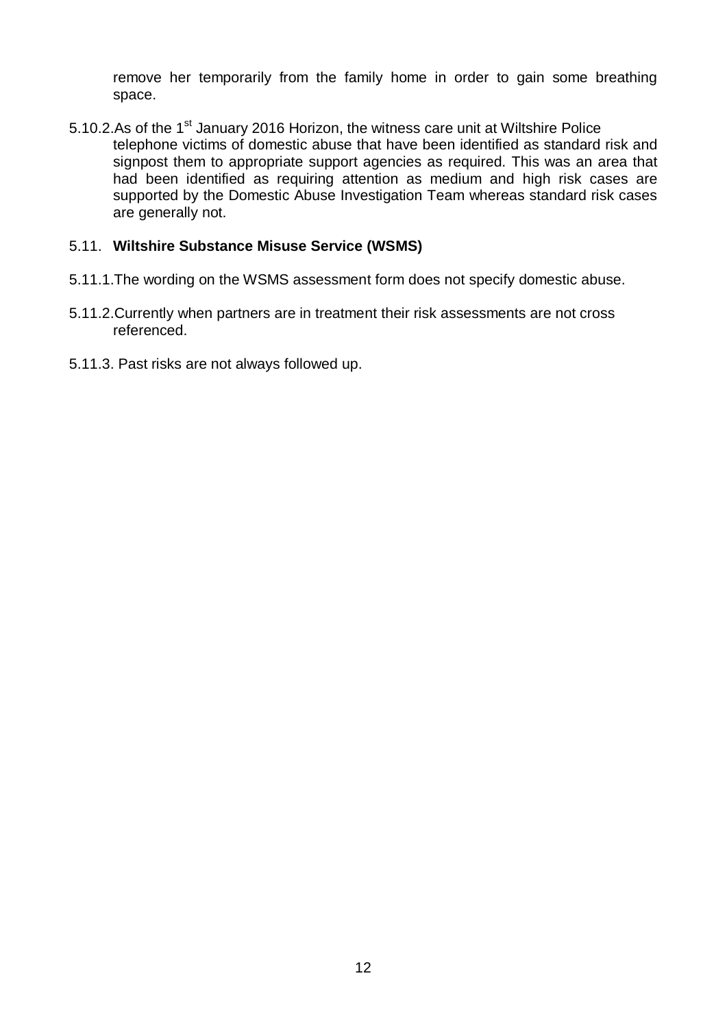remove her temporarily from the family home in order to gain some breathing space.

5.10.2. As of the 1st January 2016 Horizon, the witness care unit at Wiltshire Police telephone victims of domestic abuse that have been identified as standard risk and signpost them to appropriate support agencies as required. This was an area that had been identified as requiring attention as medium and high risk cases are supported by the Domestic Abuse Investigation Team whereas standard risk cases are generally not.

5.11. **Wiltshire Substance Misuse Service (WSMS)**

5.11.1. The wording on the WSMS assessment form does not specify domestic abuse.

5.11.2. Currently when partners are in treatment their risk assessments are not cross referenced.

5.11.3. Past risks are not always followed up.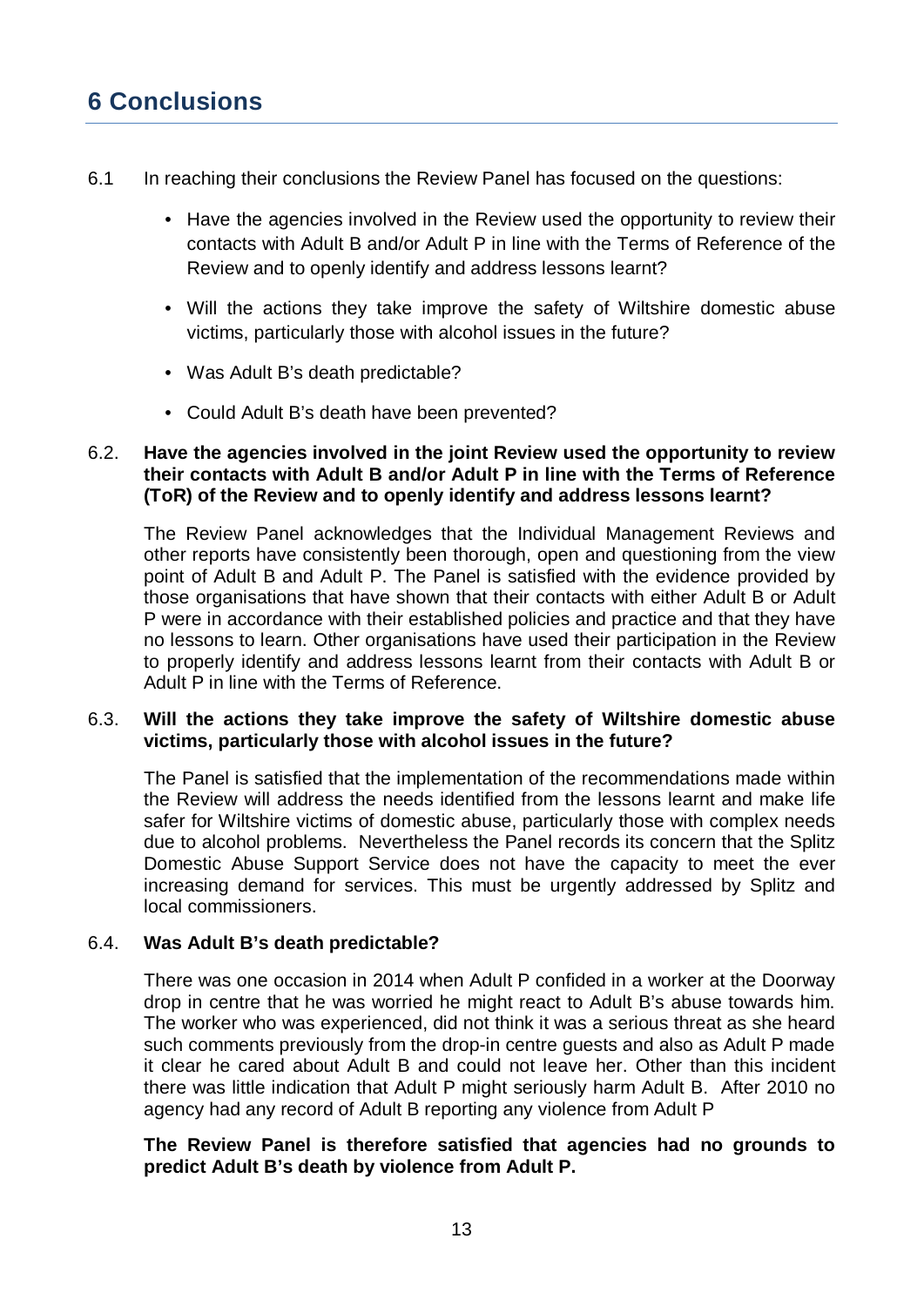## 6 Conclusions

6.1 In reaching their conclusions the Review Panel has focused on the questions:

- Have the agencies involved in the Review used the opportunity to review their contacts with Adult B and/or Adult P in line with the Terms of Reference of the Review and to openly identify and address lessons learnt?
- Will the actions they take improve the safety of Wiltshire domestic abuse victims, particularly those with alcohol issues in the future?
- Was Adult B's death predictable?
- Could Adult B's death have been prevented?

6.2. **Have the agencies involved in the joint Review used the opportunity to review their contacts with Adult B and/or Adult P in line with the Terms of Reference (ToR) of the Review and to openly identify and address lessons learnt?**

The Review Panel acknowledges that the Individual Management Reviews and other reports have consistently been thorough, open and questioning from the view point of Adult B and Adult P. The Panel is satisfied with the evidence provided by those organisations that have shown that their contacts with either Adult B or Adult P were in accordance with their established policies and practice and that they have no lessons to learn. Other organisations have used their participation in the Review to properly identify and address lessons learnt from their contacts with Adult B or Adult P in line with the Terms of Reference.

6.3. **Will the actions they take improve the safety of Wiltshire domestic abuse victims, particularly those with alcohol issues in the future?**

The Panel is satisfied that the implementation of the recommendations made within the Review will address the needs identified from the lessons learnt and make life safer for Wiltshire victims of domestic abuse, particularly those with complex needs due to alcohol problems. Nevertheless the Panel records its concern that the Splitz Domestic Abuse Support Service does not have the capacity to meet the ever increasing demand for services. This must be urgently addressed by Splitz and local commissioners.

6.4. **Was Adult B's death predictable?**

There was one occasion in 2014 when Adult P confided in a worker at the Doorway drop in centre that he was worried he might react to Adult B's abuse towards him. The worker who was experienced, did not think it was a serious threat as she heard such comments previously from the drop-in centre guests and also as Adult P made it clear he cared about Adult B and could not leave her. Other than this incident there was little indication that Adult P might seriously harm Adult B. After 2010 no agency had any record of Adult B reporting any violence from Adult P

**The Review Panel is therefore satisfied that agencies had no grounds to predict Adult B's death by violence from Adult P.**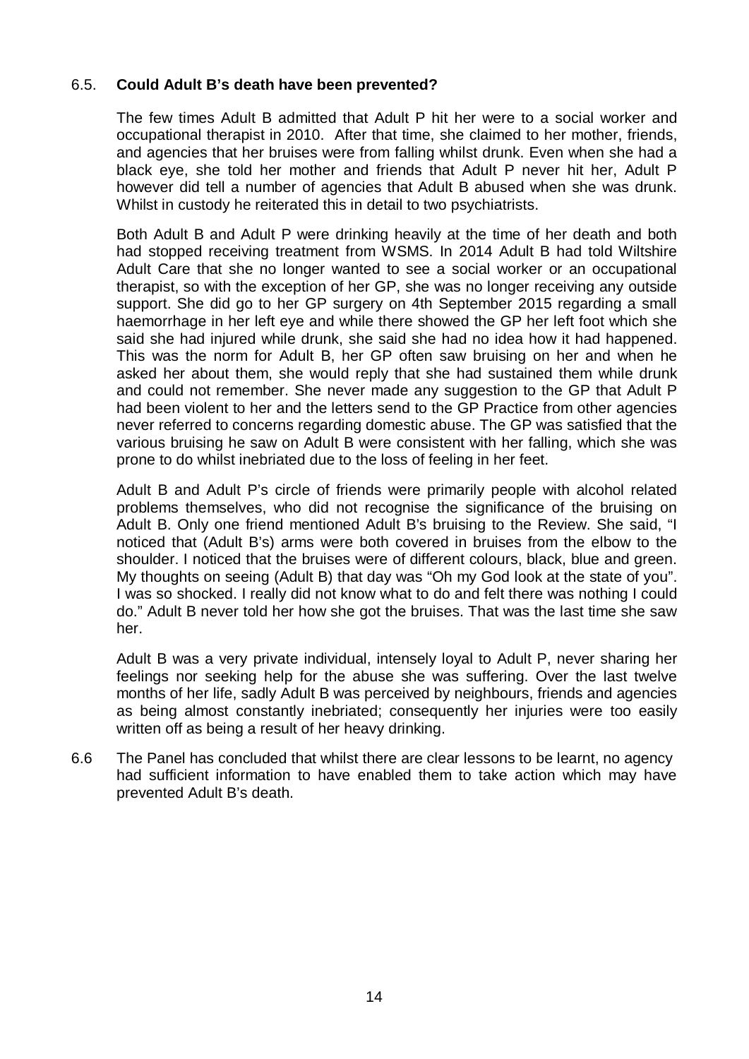### 6.5. **Could Adult B's death have been prevented?**

The few times Adult B admitted that Adult P hit her were to a social worker and occupational therapist in 2010. After that time, she claimed to her mother, friends, and agencies that her bruises were from falling whilst drunk. Even when she had a black eye, she told her mother and friends that Adult P never hit her, Adult P however did tell a number of agencies that Adult B abused when she was drunk. Whilst in custody he reiterated this in detail to two psychiatrists.

Both Adult B and Adult P were drinking heavily at the time of her death and both had stopped receiving treatment from WSMS. In 2014 Adult B had told Wiltshire Adult Care that she no longer wanted to see a social worker or an occupational therapist, so with the exception of her GP, she was no longer receiving any outside support. She did go to her GP surgery on 4th September 2015 regarding a small haemorrhage in her left eye and while there showed the GP her left foot which she said she had injured while drunk, she said she had no idea how it had happened. This was the norm for Adult B, her GP often saw bruising on her and when he asked her about them, she would reply that she had sustained them while drunk and could not remember. She never made any suggestion to the GP that Adult P had been violent to her and the letters send to the GP Practice from other agencies never referred to concerns regarding domestic abuse. The GP was satisfied that the various bruising he saw on Adult B were consistent with her falling, which she was prone to do whilst inebriated due to the loss of feeling in her feet.

Adult B and Adult P's circle of friends were primarily people with alcohol related problems themselves, who did not recognise the significance of the bruising on Adult B. Only one friend mentioned Adult B's bruising to the Review. She said, "I noticed that (Adult B's) arms were both covered in bruises from the elbow to the shoulder. I noticed that the bruises were of different colours, black, blue and green. My thoughts on seeing (Adult B) that day was "Oh my God look at the state of you". I was so shocked. I really did not know what to do and felt there was nothing I could do." Adult B never told her how she got the bruises. That was the last time she saw her.

Adult B was a very private individual, intensely loyal to Adult P, never sharing her feelings nor seeking help for the abuse she was suffering. Over the last twelve months of her life, sadly Adult B was perceived by neighbours, friends and agencies as being almost constantly inebriated; consequently her injuries were too easily written off as being a result of her heavy drinking.

6.6 The Panel has concluded that whilst there are clear lessons to be learnt, no agency had sufficient information to have enabled them to take action which may have prevented Adult B's death.